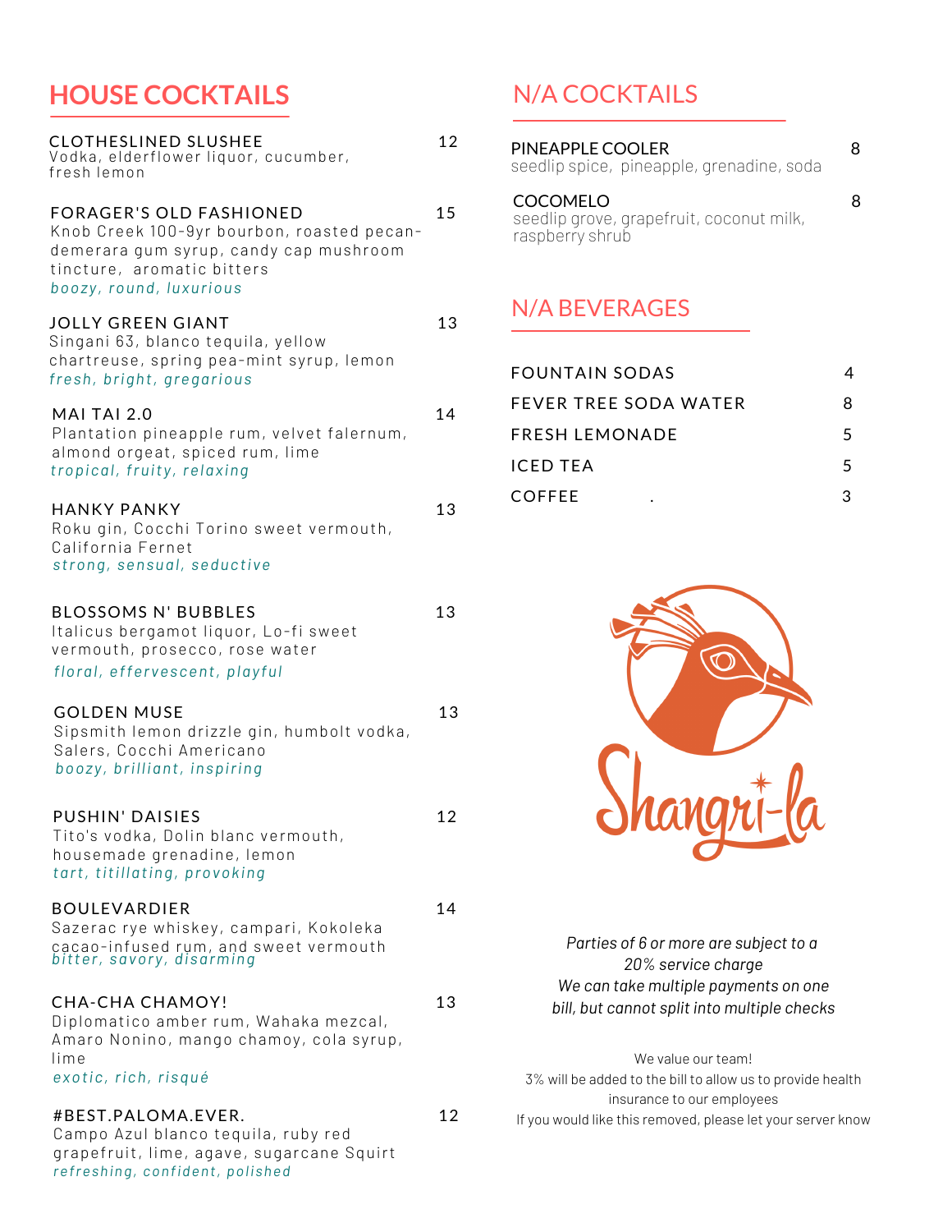## HOUSE COCKTAILS

**CLOTHESLINED SLUSHEE** 12
Vodka, elderflower liquor, cucumber, fresh lemon

**FORAGER'S OLD FASHIONED** 15
Knob Creek 100-9yr bourbon, roasted pecan-demerara gum syrup, candy cap mushroom tincture, aromatic bitters
*boozy, round, luxurious*

**JOLLY GREEN GIANT** 13
Singani 63, blanco tequila, yellow chartreuse, spring pea-mint syrup, lemon
*fresh, bright, gregarious*

**MAI TAI 2.0** 14
Plantation pineapple rum, velvet falernum, almond orgeat, spiced rum, lime
*tropical, fruity, relaxing*

**HANKY PANKY** 13
Roku gin, Cocchi Torino sweet vermouth, California Fernet
*strong, sensual, seductive*

**BLOSSOMS N' BUBBLES** 13
Italicus bergamot liquor, Lo-fi sweet vermouth, prosecco, rose water
*floral, effervescent, playful*

**GOLDEN MUSE** 13
Sipsmith lemon drizzle gin, humbolt vodka, Salers, Cocchi Americano
*boozy, brilliant, inspiring*

**PUSHIN' DAISIES** 12
Tito's vodka, Dolin blanc vermouth, housemade grenadine, lemon
*tart, titillating, provoking*

**BOULEVARDIER** 14
Sazerac rye whiskey, campari, Kokoleka cacao-infused rum, and sweet vermouth
*bitter, savory, disarming*

**CHA-CHA CHAMOY!** 13
Diplomatico amber rum, Wahaka mezcal, Amaro Nonino, mango chamoy, cola syrup, lime
*exotic, rich, risqué*

**#BEST.PALOMA.EVER.** 12
Campo Azul blanco tequila, ruby red grapefruit, lime, agave, sugarcane Squirt
*refreshing, confident, polished*

## N/A COCKTAILS

**PINEAPPLE COOLER** 8
seedlip spice, pineapple, grenadine, soda

**COCOMELO** 8
seedlip grove, grapefruit, coconut milk, raspberry shrub

## N/A BEVERAGES

| | |
|---|---|
| FOUNTAIN SODAS | 4 |
| FEVER TREE SODA WATER | 8 |
| FRESH LEMONADE | 5 |
| ICED TEA | 5 |
| COFFEE | 3 |

Shangri-la

*Parties of 6 or more are subject to a 20% service charge*
*We can take multiple payments on one bill, but cannot split into multiple checks*

We value our team!
3% will be added to the bill to allow us to provide health insurance to our employees
If you would like this removed, please let your server know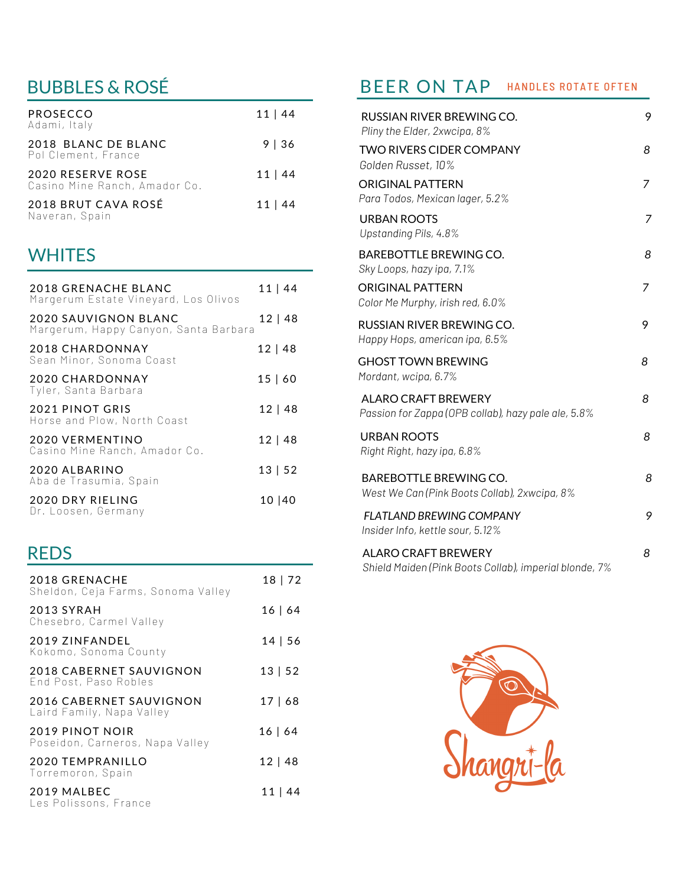## BUBBLES & ROSÉ

| | |
|---|---|
| PROSECCO<br>Adami, Italy | 11 \| 44 |
| 2018 BLANC DE BLANC<br>Pol Clement, France | 9 \| 36 |
| 2020 RESERVE ROSE<br>Casino Mine Ranch, Amador Co. | 11 \| 44 |
| 2018 BRUT CAVA ROSÉ<br>Naveran, Spain | 11 \| 44 |

## WHITES

| | |
|---|---|
| 2018 GRENACHE BLANC<br>Margerum Estate Vineyard, Los Olivos | 11 \| 44 |
| 2020 SAUVIGNON BLANC<br>Margerum, Happy Canyon, Santa Barbara | 12 \| 48 |
| 2018 CHARDONNAY<br>Sean Minor, Sonoma Coast | 12 \| 48 |
| 2020 CHARDONNAY<br>Tyler, Santa Barbara | 15 \| 60 |
| 2021 PINOT GRIS<br>Horse and Plow, North Coast | 12 \| 48 |
| 2020 VERMENTINO<br>Casino Mine Ranch, Amador Co. | 12 \| 48 |
| 2020 ALBARINO<br>Aba de Trasumia, Spain | 13 \| 52 |
| 2020 DRY RIELING<br>Dr. Loosen, Germany | 10 \|40 |

## REDS

| | |
|---|---|
| 2018 GRENACHE<br>Sheldon, Ceja Farms, Sonoma Valley | 18 \| 72 |
| 2013 SYRAH<br>Chesebro, Carmel Valley | 16 \| 64 |
| 2019 ZINFANDEL<br>Kokomo, Sonoma County | 14 \| 56 |
| 2018 CABERNET SAUVIGNON<br>End Post, Paso Robles | 13 \| 52 |
| 2016 CABERNET SAUVIGNON<br>Laird Family, Napa Valley | 17 \| 68 |
| 2019 PINOT NOIR<br>Poseidon, Carneros, Napa Valley | 16 \| 64 |
| 2020 TEMPRANILLO<br>Torremoron, Spain | 12 \| 48 |
| 2019 MALBEC<br>Les Polissons, France | 11 \| 44 |

## BEER ON TAP

HANDLES ROTATE OFTEN

| | |
|---|---|
| RUSSIAN RIVER BREWING CO.<br>*Pliny the Elder, 2xwcipa, 8%* | 9 |
| TWO RIVERS CIDER COMPANY<br>*Golden Russet, 10%* | 8 |
| ORIGINAL PATTERN<br>*Para Todos, Mexican lager, 5.2%* | 7 |
| URBAN ROOTS<br>*Upstanding Pils, 4.8%* | 7 |
| BAREBOTTLE BREWING CO.<br>*Sky Loops, hazy ipa, 7.1%* | 8 |
| ORIGINAL PATTERN<br>*Color Me Murphy, irish red, 6.0%* | 7 |
| RUSSIAN RIVER BREWING CO.<br>*Happy Hops, american ipa, 6.5%* | 9 |
| GHOST TOWN BREWING<br>*Mordant, wcipa, 6.7%* | 8 |
| ALARO CRAFT BREWERY<br>*Passion for Zappa (OPB collab), hazy pale ale, 5.8%* | 8 |
| URBAN ROOTS<br>*Right Right, hazy ipa, 6.8%* | 8 |
| BAREBOTTLE BREWING CO.<br>*West We Can (Pink Boots Collab), 2xwcipa, 8%* | 8 |
| *FLATLAND BREWING COMPANY*<br>*Insider Info, kettle sour, 5.12%* | 9 |
| ALARO CRAFT BREWERY<br>*Shield Maiden (Pink Boots Collab), imperial blonde, 7%* | 8 |

Shangri-la